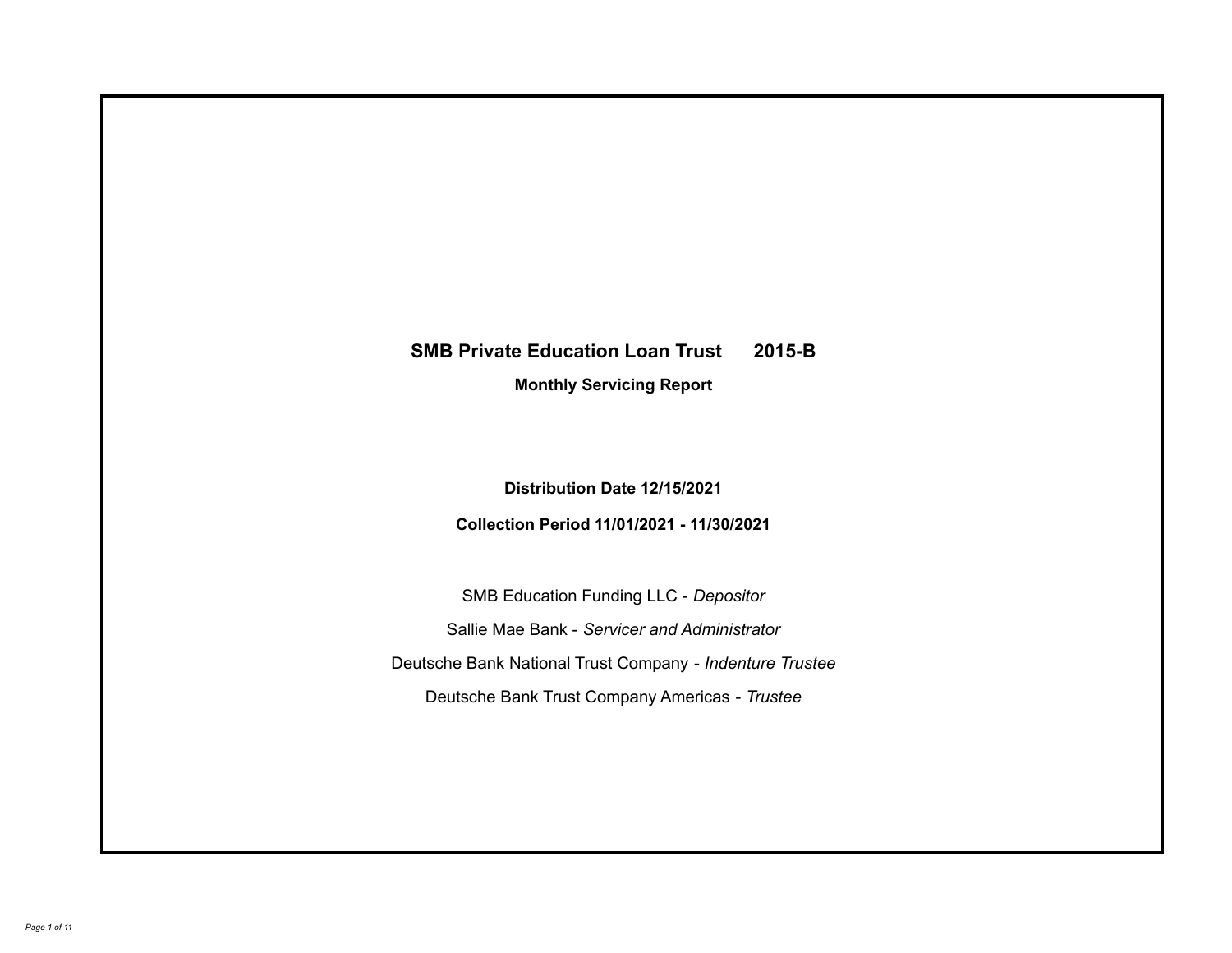# SMB Private Education Loan Trust 2015-B

## Monthly Servicing Report

**Distribution Date 12/15/2021**

**Collection Period 11/01/2021 - 11/30/2021**

SMB Education Funding LLC - *Depositor*

Sallie Mae Bank - *Servicer and Administrator*

Deutsche Bank National Trust Company - *Indenture Trustee*

Deutsche Bank Trust Company Americas - *Trustee*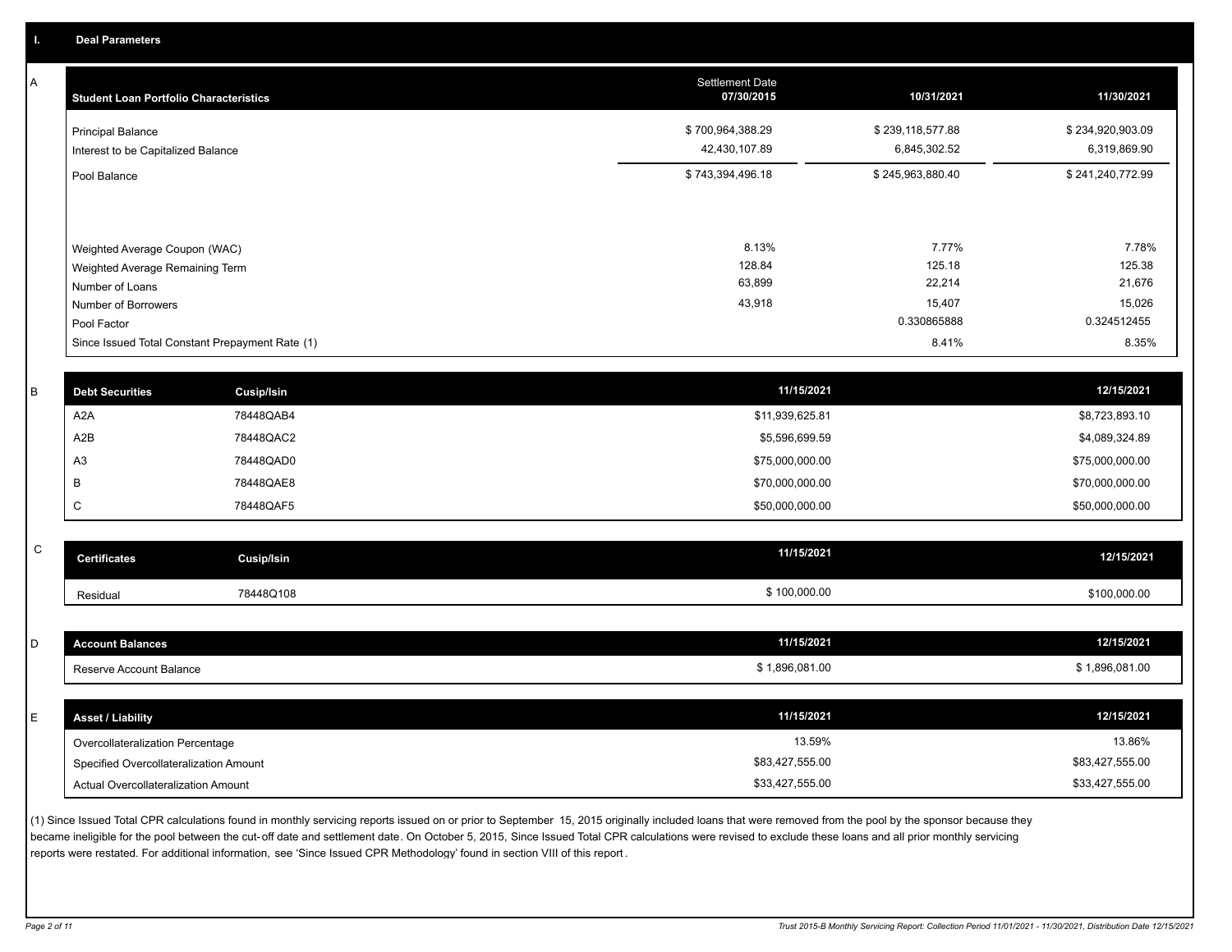## I. Deal Parameters

### A

| Student Loan Portfolio Characteristics | Settlement Date 07/30/2015 | 10/31/2021 | 11/30/2021 |
|---|---|---|---|
| Principal Balance | $ 700,964,388.29 | $ 239,118,577.88 | $ 234,920,903.09 |
| Interest to be Capitalized Balance | 42,430,107.89 | 6,845,302.52 | 6,319,869.90 |
| Pool Balance | $ 743,394,496.18 | $ 245,963,880.40 | $ 241,240,772.99 |
| Weighted Average Coupon (WAC) | 8.13% | 7.77% | 7.78% |
| Weighted Average Remaining Term | 128.84 | 125.18 | 125.38 |
| Number of Loans | 63,899 | 22,214 | 21,676 |
| Number of Borrowers | 43,918 | 15,407 | 15,026 |
| Pool Factor | | 0.330865888 | 0.324512455 |
| Since Issued Total Constant Prepayment Rate (1) | | 8.41% | 8.35% |

### B

| Debt Securities | Cusip/Isin | 11/15/2021 | 12/15/2021 |
|---|---|---|---|
| A2A | 78448QAB4 | $11,939,625.81 | $8,723,893.10 |
| A2B | 78448QAC2 | $5,596,699.59 | $4,089,324.89 |
| A3 | 78448QAD0 | $75,000,000.00 | $75,000,000.00 |
| B | 78448QAE8 | $70,000,000.00 | $70,000,000.00 |
| C | 78448QAF5 | $50,000,000.00 | $50,000,000.00 |

### C

| Certificates | Cusip/Isin | 11/15/2021 | 12/15/2021 |
|---|---|---|---|
| Residual | 78448Q108 | $ 100,000.00 | $100,000.00 |

### D

| Account Balances | 11/15/2021 | 12/15/2021 |
|---|---|---|
| Reserve Account Balance | $ 1,896,081.00 | $ 1,896,081.00 |

### E

| Asset / Liability | 11/15/2021 | 12/15/2021 |
|---|---|---|
| Overcollateralization Percentage | 13.59% | 13.86% |
| Specified Overcollateralization Amount | $83,427,555.00 | $83,427,555.00 |
| Actual Overcollateralization Amount | $33,427,555.00 | $33,427,555.00 |

(1) Since Issued Total CPR calculations found in monthly servicing reports issued on or prior to September 15, 2015 originally included loans that were removed from the pool by the sponsor because they became ineligible for the pool between the cut-off date and settlement date. On October 5, 2015, Since Issued Total CPR calculations were revised to exclude these loans and all prior monthly servicing reports were restated. For additional information, see 'Since Issued CPR Methodology' found in section VIII of this report.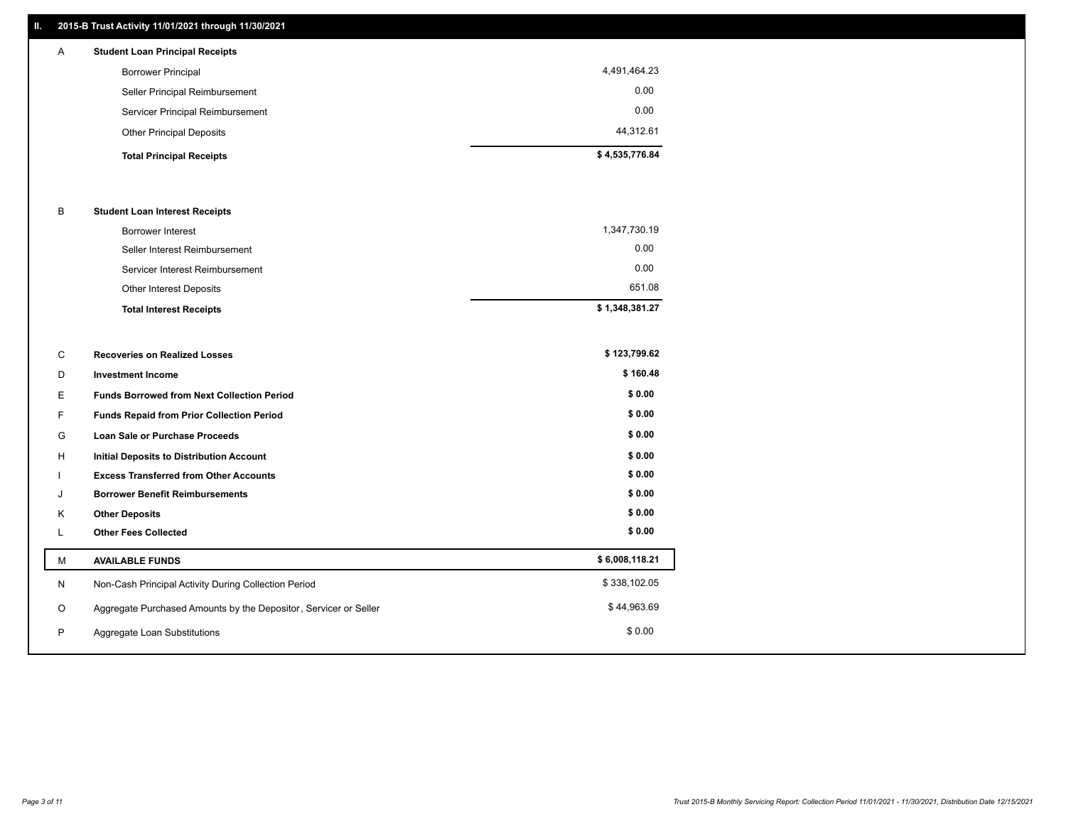## II. 2015-B Trust Activity 11/01/2021 through 11/30/2021

| | | |
|---|---|---|
| A | **Student Loan Principal Receipts** | |
| | Borrower Principal | 4,491,464.23 |
| | Seller Principal Reimbursement | 0.00 |
| | Servicer Principal Reimbursement | 0.00 |
| | Other Principal Deposits | 44,312.61 |
| | **Total Principal Receipts** | **$ 4,535,776.84** |
| B | **Student Loan Interest Receipts** | |
| | Borrower Interest | 1,347,730.19 |
| | Seller Interest Reimbursement | 0.00 |
| | Servicer Interest Reimbursement | 0.00 |
| | Other Interest Deposits | 651.08 |
| | **Total Interest Receipts** | **$ 1,348,381.27** |
| C | **Recoveries on Realized Losses** | **$ 123,799.62** |
| D | **Investment Income** | **$ 160.48** |
| E | **Funds Borrowed from Next Collection Period** | **$ 0.00** |
| F | **Funds Repaid from Prior Collection Period** | **$ 0.00** |
| G | **Loan Sale or Purchase Proceeds** | **$ 0.00** |
| H | **Initial Deposits to Distribution Account** | **$ 0.00** |
| I | **Excess Transferred from Other Accounts** | **$ 0.00** |
| J | **Borrower Benefit Reimbursements** | **$ 0.00** |
| K | **Other Deposits** | **$ 0.00** |
| L | **Other Fees Collected** | **$ 0.00** |
| M | **AVAILABLE FUNDS** | **$ 6,008,118.21** |
| N | Non-Cash Principal Activity During Collection Period | $ 338,102.05 |
| O | Aggregate Purchased Amounts by the Depositor, Servicer or Seller | $ 44,963.69 |
| P | Aggregate Loan Substitutions | $ 0.00 |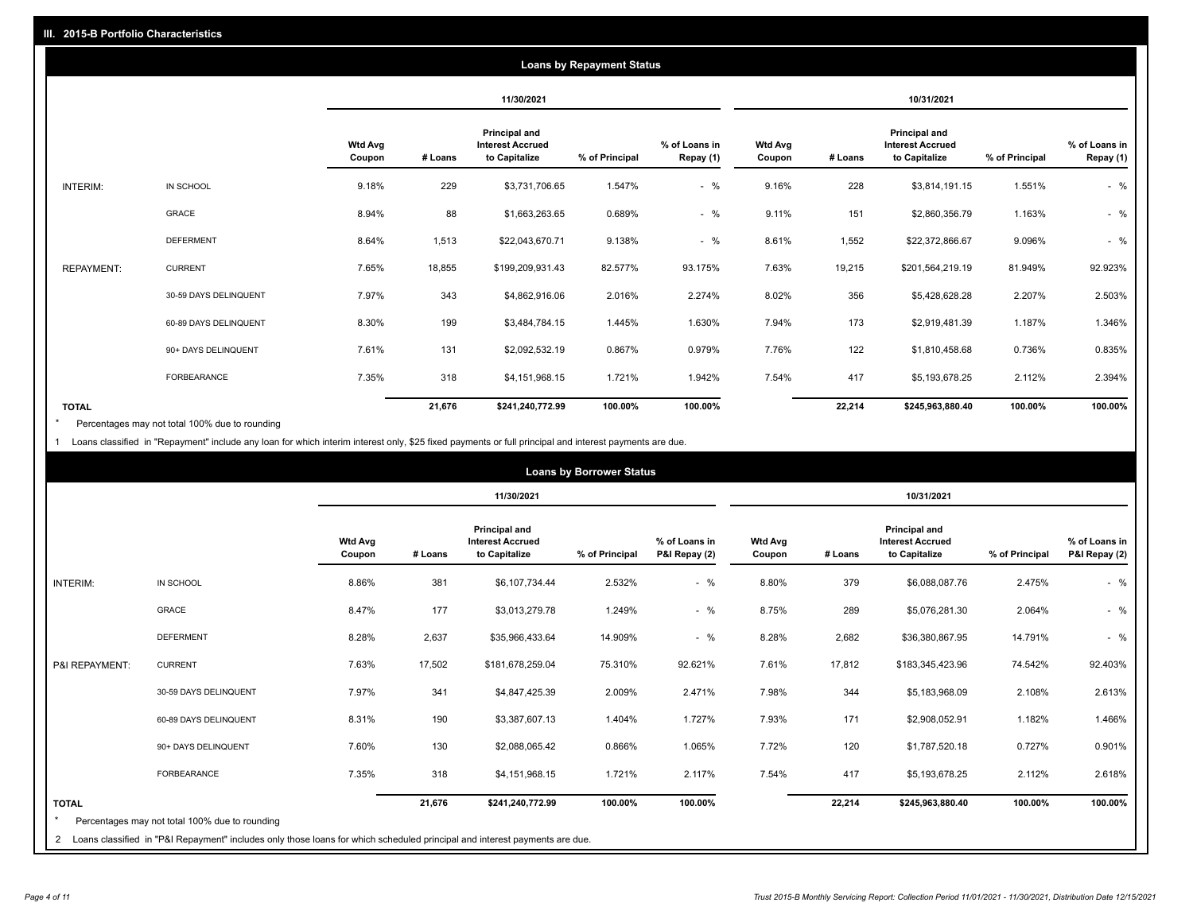## III. 2015-B Portfolio Characteristics

### Loans by Repayment Status

| | | 11/30/2021 | | | | | 10/31/2021 | | | | |
|---|---|---|---|---|---|---|---|---|---|---|---|
| | | Wtd Avg Coupon | # Loans | Principal and Interest Accrued to Capitalize | % of Principal | % of Loans in Repay (1) | Wtd Avg Coupon | # Loans | Principal and Interest Accrued to Capitalize | % of Principal | % of Loans in Repay (1) |
| INTERIM: | IN SCHOOL | 9.18% | 229 | $3,731,706.65 | 1.547% | - % | 9.16% | 228 | $3,814,191.15 | 1.551% | - % |
| | GRACE | 8.94% | 88 | $1,663,263.65 | 0.689% | - % | 9.11% | 151 | $2,860,356.79 | 1.163% | - % |
| | DEFERMENT | 8.64% | 1,513 | $22,043,670.71 | 9.138% | - % | 8.61% | 1,552 | $22,372,866.67 | 9.096% | - % |
| REPAYMENT: | CURRENT | 7.65% | 18,855 | $199,209,931.43 | 82.577% | 93.175% | 7.63% | 19,215 | $201,564,219.19 | 81.949% | 92.923% |
| | 30-59 DAYS DELINQUENT | 7.97% | 343 | $4,862,916.06 | 2.016% | 2.274% | 8.02% | 356 | $5,428,628.28 | 2.207% | 2.503% |
| | 60-89 DAYS DELINQUENT | 8.30% | 199 | $3,484,784.15 | 1.445% | 1.630% | 7.94% | 173 | $2,919,481.39 | 1.187% | 1.346% |
| | 90+ DAYS DELINQUENT | 7.61% | 131 | $2,092,532.19 | 0.867% | 0.979% | 7.76% | 122 | $1,810,458.68 | 0.736% | 0.835% |
| | FORBEARANCE | 7.35% | 318 | $4,151,968.15 | 1.721% | 1.942% | 7.54% | 417 | $5,193,678.25 | 2.112% | 2.394% |
| TOTAL | | | 21,676 | $241,240,772.99 | 100.00% | 100.00% | | 22,214 | $245,963,880.40 | 100.00% | 100.00% |

* Percentages may not total 100% due to rounding

1 Loans classified in "Repayment" include any loan for which interim interest only, $25 fixed payments or full principal and interest payments are due.

### Loans by Borrower Status

| | | 11/30/2021 | | | | | 10/31/2021 | | | | |
|---|---|---|---|---|---|---|---|---|---|---|---|
| | | Wtd Avg Coupon | # Loans | Principal and Interest Accrued to Capitalize | % of Principal | % of Loans in P&I Repay (2) | Wtd Avg Coupon | # Loans | Principal and Interest Accrued to Capitalize | % of Principal | % of Loans in P&I Repay (2) |
| INTERIM: | IN SCHOOL | 8.86% | 381 | $6,107,734.44 | 2.532% | - % | 8.80% | 379 | $6,088,087.76 | 2.475% | - % |
| | GRACE | 8.47% | 177 | $3,013,279.78 | 1.249% | - % | 8.75% | 289 | $5,076,281.30 | 2.064% | - % |
| | DEFERMENT | 8.28% | 2,637 | $35,966,433.64 | 14.909% | - % | 8.28% | 2,682 | $36,380,867.95 | 14.791% | - % |
| P&I REPAYMENT: | CURRENT | 7.63% | 17,502 | $181,678,259.04 | 75.310% | 92.621% | 7.61% | 17,812 | $183,345,423.96 | 74.542% | 92.403% |
| | 30-59 DAYS DELINQUENT | 7.97% | 341 | $4,847,425.39 | 2.009% | 2.471% | 7.98% | 344 | $5,183,968.09 | 2.108% | 2.613% |
| | 60-89 DAYS DELINQUENT | 8.31% | 190 | $3,387,607.13 | 1.404% | 1.727% | 7.93% | 171 | $2,908,052.91 | 1.182% | 1.466% |
| | 90+ DAYS DELINQUENT | 7.60% | 130 | $2,088,065.42 | 0.866% | 1.065% | 7.72% | 120 | $1,787,520.18 | 0.727% | 0.901% |
| | FORBEARANCE | 7.35% | 318 | $4,151,968.15 | 1.721% | 2.117% | 7.54% | 417 | $5,193,678.25 | 2.112% | 2.618% |
| TOTAL | | | 21,676 | $241,240,772.99 | 100.00% | 100.00% | | 22,214 | $245,963,880.40 | 100.00% | 100.00% |

* Percentages may not total 100% due to rounding

2 Loans classified in "P&I Repayment" includes only those loans for which scheduled principal and interest payments are due.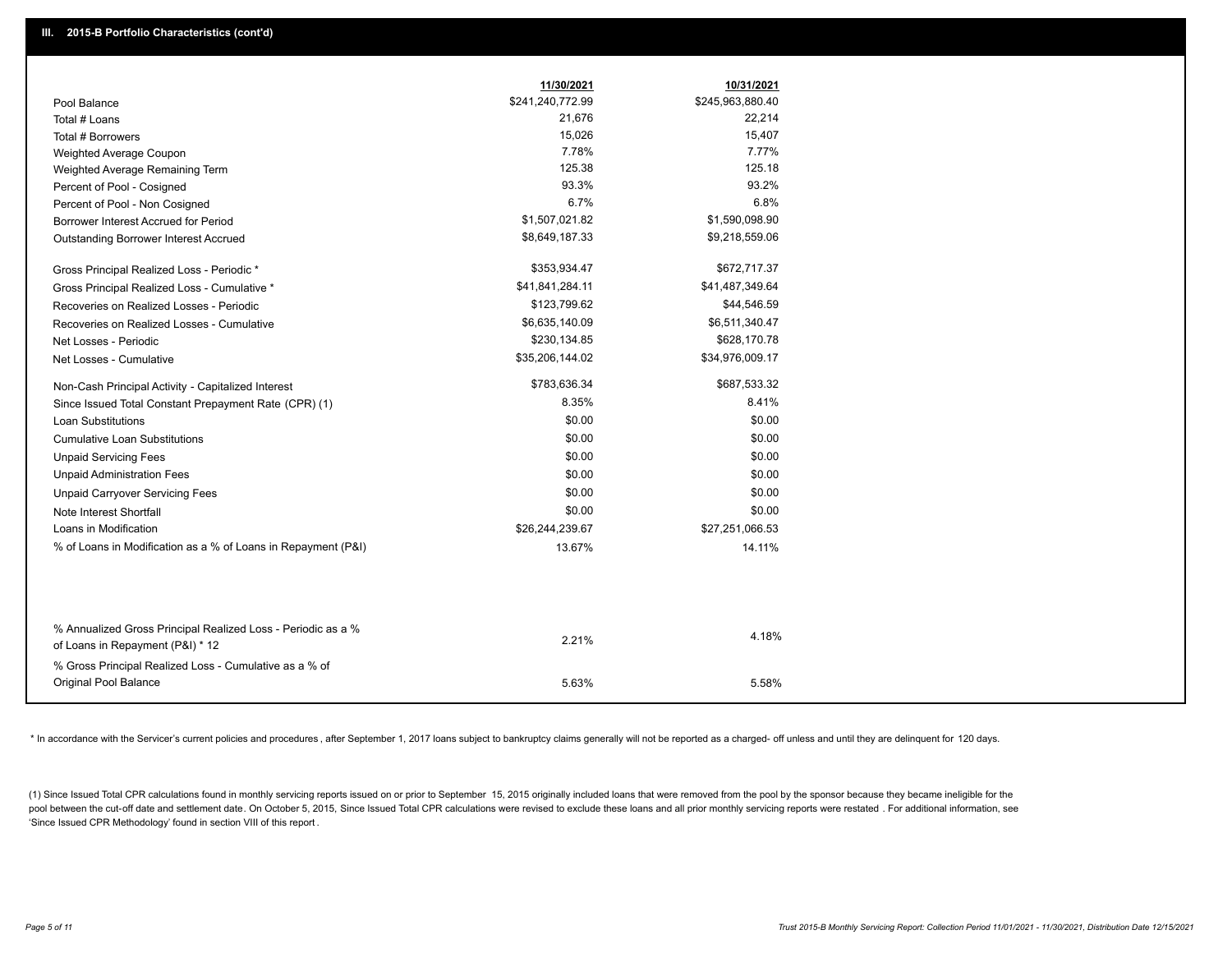## III. 2015-B Portfolio Characteristics (cont'd)

| | 11/30/2021 | 10/31/2021 |
|---|---|---|
| Pool Balance | $241,240,772.99 | $245,963,880.40 |
| Total # Loans | 21,676 | 22,214 |
| Total # Borrowers | 15,026 | 15,407 |
| Weighted Average Coupon | 7.78% | 7.77% |
| Weighted Average Remaining Term | 125.38 | 125.18 |
| Percent of Pool - Cosigned | 93.3% | 93.2% |
| Percent of Pool - Non Cosigned | 6.7% | 6.8% |
| Borrower Interest Accrued for Period | $1,507,021.82 | $1,590,098.90 |
| Outstanding Borrower Interest Accrued | $8,649,187.33 | $9,218,559.06 |
| Gross Principal Realized Loss - Periodic * | $353,934.47 | $672,717.37 |
| Gross Principal Realized Loss - Cumulative * | $41,841,284.11 | $41,487,349.64 |
| Recoveries on Realized Losses - Periodic | $123,799.62 | $44,546.59 |
| Recoveries on Realized Losses - Cumulative | $6,635,140.09 | $6,511,340.47 |
| Net Losses - Periodic | $230,134.85 | $628,170.78 |
| Net Losses - Cumulative | $35,206,144.02 | $34,976,009.17 |
| Non-Cash Principal Activity - Capitalized Interest | $783,636.34 | $687,533.32 |
| Since Issued Total Constant Prepayment Rate (CPR) (1) | 8.35% | 8.41% |
| Loan Substitutions | $0.00 | $0.00 |
| Cumulative Loan Substitutions | $0.00 | $0.00 |
| Unpaid Servicing Fees | $0.00 | $0.00 |
| Unpaid Administration Fees | $0.00 | $0.00 |
| Unpaid Carryover Servicing Fees | $0.00 | $0.00 |
| Note Interest Shortfall | $0.00 | $0.00 |
| Loans in Modification | $26,244,239.67 | $27,251,066.53 |
| % of Loans in Modification as a % of Loans in Repayment (P&I) | 13.67% | 14.11% |
| % Annualized Gross Principal Realized Loss - Periodic as a % of Loans in Repayment (P&I) * 12 | 2.21% | 4.18% |
| % Gross Principal Realized Loss - Cumulative as a % of Original Pool Balance | 5.63% | 5.58% |

* In accordance with the Servicer's current policies and procedures, after September 1, 2017 loans subject to bankruptcy claims generally will not be reported as a charged- off unless and until they are delinquent for 120 days.

(1) Since Issued Total CPR calculations found in monthly servicing reports issued on or prior to September 15, 2015 originally included loans that were removed from the pool by the sponsor because they became ineligible for the pool between the cut-off date and settlement date. On October 5, 2015, Since Issued Total CPR calculations were revised to exclude these loans and all prior monthly servicing reports were restated. For additional information, see 'Since Issued CPR Methodology' found in section VIII of this report.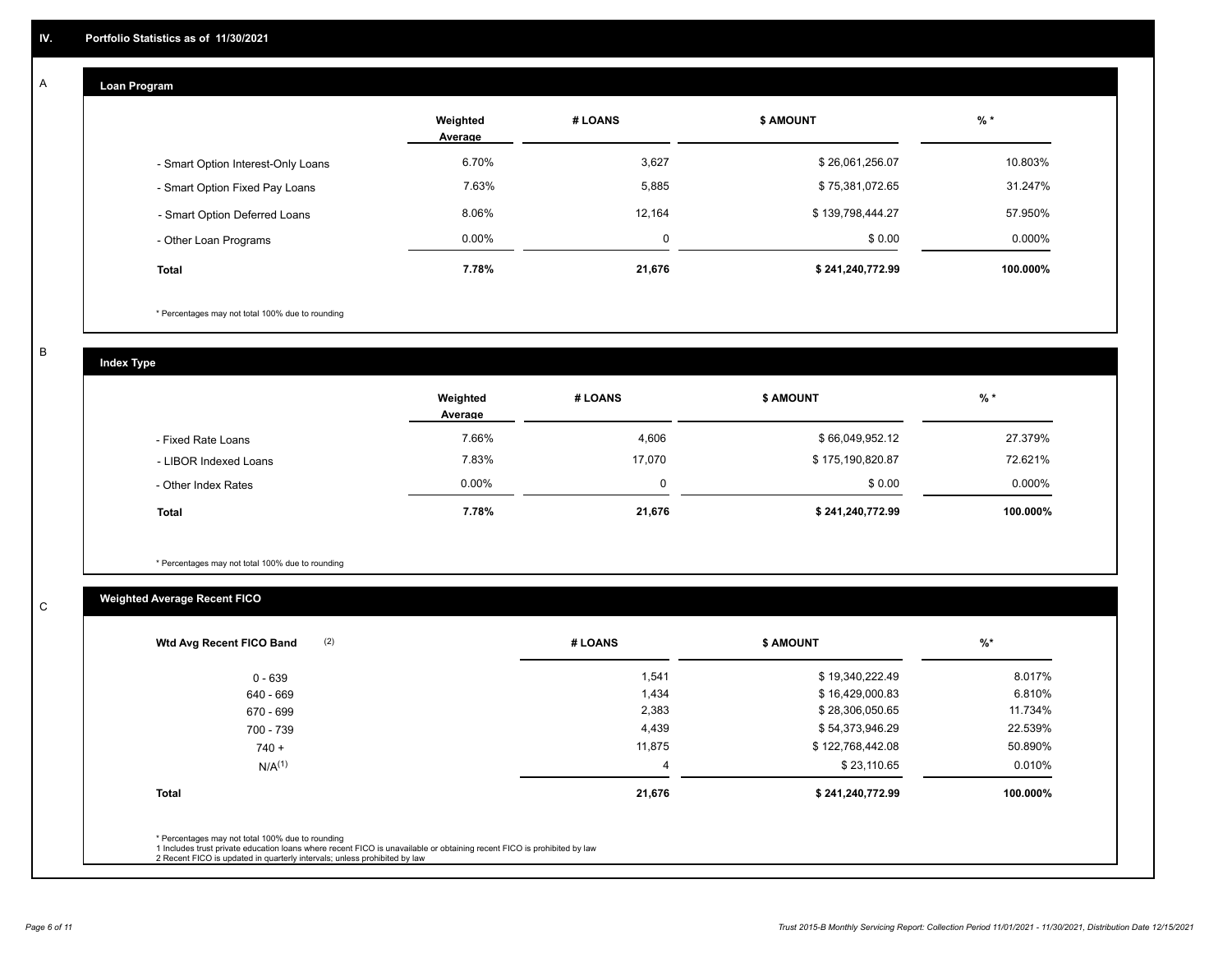## IV. Portfolio Statistics as of 11/30/2021

### A — Loan Program

| | Weighted Average | # LOANS | $ AMOUNT | % * |
|---|---|---|---|---|
| - Smart Option Interest-Only Loans | 6.70% | 3,627 | $ 26,061,256.07 | 10.803% |
| - Smart Option Fixed Pay Loans | 7.63% | 5,885 | $ 75,381,072.65 | 31.247% |
| - Smart Option Deferred Loans | 8.06% | 12,164 | $ 139,798,444.27 | 57.950% |
| - Other Loan Programs | 0.00% | 0 | $ 0.00 | 0.000% |
| **Total** | **7.78%** | **21,676** | **$ 241,240,772.99** | **100.000%** |

* Percentages may not total 100% due to rounding

### B — Index Type

| | Weighted Average | # LOANS | $ AMOUNT | % * |
|---|---|---|---|---|
| - Fixed Rate Loans | 7.66% | 4,606 | $ 66,049,952.12 | 27.379% |
| - LIBOR Indexed Loans | 7.83% | 17,070 | $ 175,190,820.87 | 72.621% |
| - Other Index Rates | 0.00% | 0 | $ 0.00 | 0.000% |
| **Total** | **7.78%** | **21,676** | **$ 241,240,772.99** | **100.000%** |

* Percentages may not total 100% due to rounding

### C — Weighted Average Recent FICO

| Wtd Avg Recent FICO Band (2) | # LOANS | $ AMOUNT | %* |
|---|---|---|---|
| 0 - 639 | 1,541 | $ 19,340,222.49 | 8.017% |
| 640 - 669 | 1,434 | $ 16,429,000.83 | 6.810% |
| 670 - 699 | 2,383 | $ 28,306,050.65 | 11.734% |
| 700 - 739 | 4,439 | $ 54,373,946.29 | 22.539% |
| 740 + | 11,875 | $ 122,768,442.08 | 50.890% |
| N/A(1) | 4 | $ 23,110.65 | 0.010% |
| **Total** | **21,676** | **$ 241,240,772.99** | **100.000%** |

* Percentages may not total 100% due to rounding
1 Includes trust private education loans where recent FICO is unavailable or obtaining recent FICO is prohibited by law
2 Recent FICO is updated in quarterly intervals; unless prohibited by law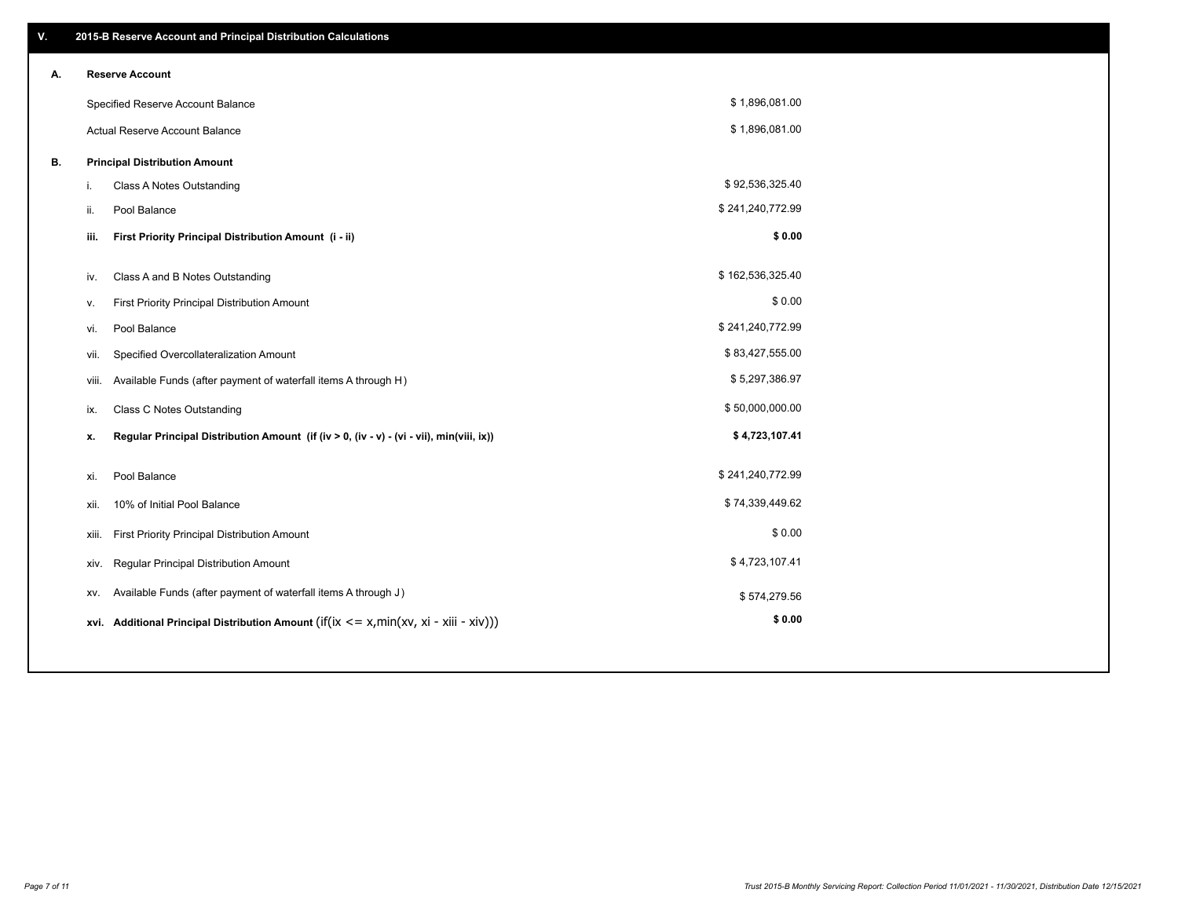## V. 2015-B Reserve Account and Principal Distribution Calculations

### A. Reserve Account

| | |
|---|---|
| Specified Reserve Account Balance | $ 1,896,081.00 |
| Actual Reserve Account Balance | $ 1,896,081.00 |

### B. Principal Distribution Amount

| | | |
|---|---|---|
| i. | Class A Notes Outstanding | $ 92,536,325.40 |
| ii. | Pool Balance | $ 241,240,772.99 |
| **iii.** | **First Priority Principal Distribution Amount (i - ii)** | **$ 0.00** |
| iv. | Class A and B Notes Outstanding | $ 162,536,325.40 |
| v. | First Priority Principal Distribution Amount | $ 0.00 |
| vi. | Pool Balance | $ 241,240,772.99 |
| vii. | Specified Overcollateralization Amount | $ 83,427,555.00 |
| viii. | Available Funds (after payment of waterfall items A through H) | $ 5,297,386.97 |
| ix. | Class C Notes Outstanding | $ 50,000,000.00 |
| **x.** | **Regular Principal Distribution Amount (if (iv > 0, (iv - v) - (vi - vii), min(viii, ix))** | **$ 4,723,107.41** |
| xi. | Pool Balance | $ 241,240,772.99 |
| xii. | 10% of Initial Pool Balance | $ 74,339,449.62 |
| xiii. | First Priority Principal Distribution Amount | $ 0.00 |
| xiv. | Regular Principal Distribution Amount | $ 4,723,107.41 |
| xv. | Available Funds (after payment of waterfall items A through J) | $ 574,279.56 |
| **xvi.** | **Additional Principal Distribution Amount** (if(ix <= x,min(xv, xi - xiii - xiv))) | **$ 0.00** |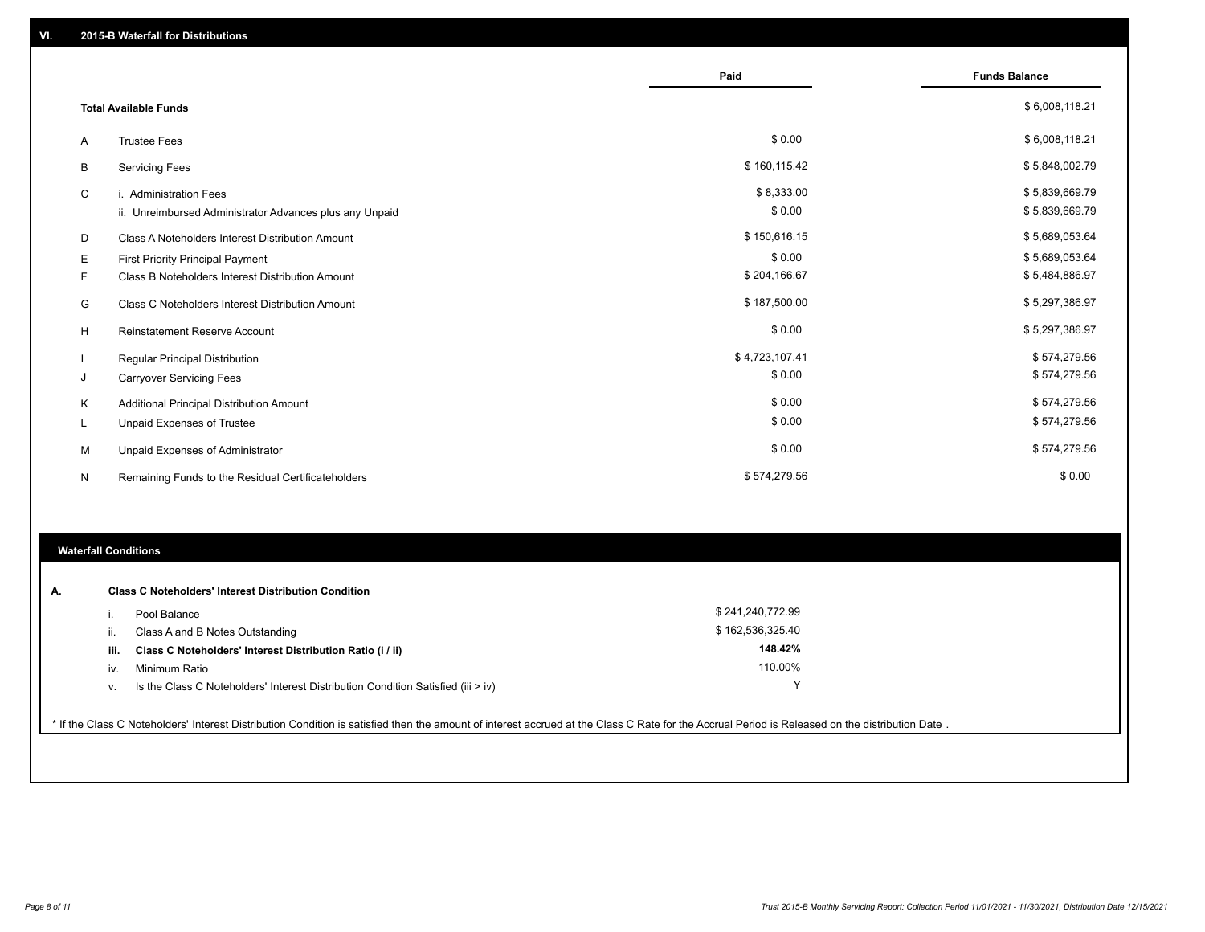## VI. 2015-B Waterfall for Distributions

| | | Paid | Funds Balance |
|---|---|---|---|
| | **Total Available Funds** | | $ 6,008,118.21 |
| A | Trustee Fees | $ 0.00 | $ 6,008,118.21 |
| B | Servicing Fees | $ 160,115.42 | $ 5,848,002.79 |
| C | i. Administration Fees | $ 8,333.00 | $ 5,839,669.79 |
| | ii. Unreimbursed Administrator Advances plus any Unpaid | $ 0.00 | $ 5,839,669.79 |
| D | Class A Noteholders Interest Distribution Amount | $ 150,616.15 | $ 5,689,053.64 |
| E | First Priority Principal Payment | $ 0.00 | $ 5,689,053.64 |
| F | Class B Noteholders Interest Distribution Amount | $ 204,166.67 | $ 5,484,886.97 |
| G | Class C Noteholders Interest Distribution Amount | $ 187,500.00 | $ 5,297,386.97 |
| H | Reinstatement Reserve Account | $ 0.00 | $ 5,297,386.97 |
| I | Regular Principal Distribution | $ 4,723,107.41 | $ 574,279.56 |
| J | Carryover Servicing Fees | $ 0.00 | $ 574,279.56 |
| K | Additional Principal Distribution Amount | $ 0.00 | $ 574,279.56 |
| L | Unpaid Expenses of Trustee | $ 0.00 | $ 574,279.56 |
| M | Unpaid Expenses of Administrator | $ 0.00 | $ 574,279.56 |
| N | Remaining Funds to the Residual Certificateholders | $ 574,279.56 | $ 0.00 |

### Waterfall Conditions

| | | |
|---|---|---|
| **A.** | **Class C Noteholders' Interest Distribution Condition** | |
| i. | Pool Balance | $ 241,240,772.99 |
| ii. | Class A and B Notes Outstanding | $ 162,536,325.40 |
| **iii.** | **Class C Noteholders' Interest Distribution Ratio (i / ii)** | **148.42%** |
| iv. | Minimum Ratio | 110.00% |
| v. | Is the Class C Noteholders' Interest Distribution Condition Satisfied (iii > iv) | Y |

* If the Class C Noteholders' Interest Distribution Condition is satisfied then the amount of interest accrued at the Class C Rate for the Accrual Period is Released on the distribution Date .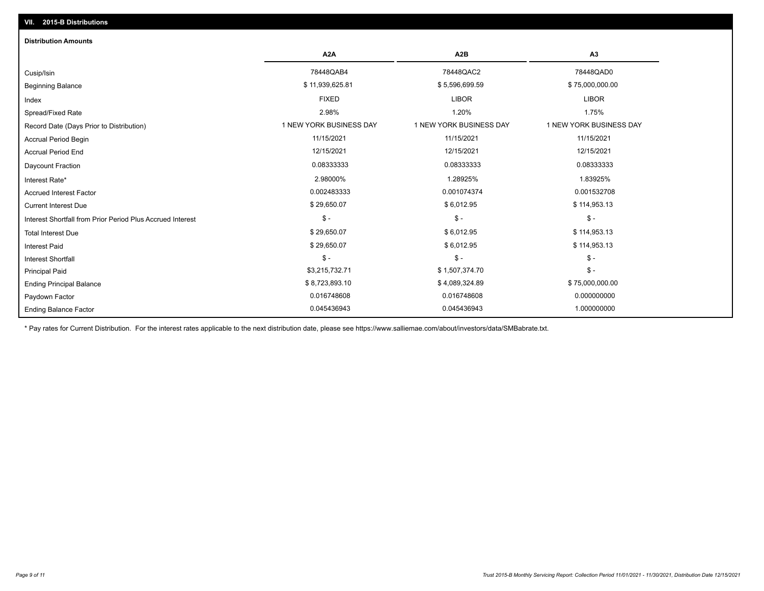## VII. 2015-B Distributions

### Distribution Amounts

| | A2A | A2B | A3 |
|---|---|---|---|
| Cusip/Isin | 78448QAB4 | 78448QAC2 | 78448QAD0 |
| Beginning Balance | $ 11,939,625.81 | $ 5,596,699.59 | $ 75,000,000.00 |
| Index | FIXED | LIBOR | LIBOR |
| Spread/Fixed Rate | 2.98% | 1.20% | 1.75% |
| Record Date (Days Prior to Distribution) | 1 NEW YORK BUSINESS DAY | 1 NEW YORK BUSINESS DAY | 1 NEW YORK BUSINESS DAY |
| Accrual Period Begin | 11/15/2021 | 11/15/2021 | 11/15/2021 |
| Accrual Period End | 12/15/2021 | 12/15/2021 | 12/15/2021 |
| Daycount Fraction | 0.08333333 | 0.08333333 | 0.08333333 |
| Interest Rate* | 2.98000% | 1.28925% | 1.83925% |
| Accrued Interest Factor | 0.002483333 | 0.001074374 | 0.001532708 |
| Current Interest Due | $ 29,650.07 | $ 6,012.95 | $ 114,953.13 |
| Interest Shortfall from Prior Period Plus Accrued Interest | $ - | $ - | $ - |
| Total Interest Due | $ 29,650.07 | $ 6,012.95 | $ 114,953.13 |
| Interest Paid | $ 29,650.07 | $ 6,012.95 | $ 114,953.13 |
| Interest Shortfall | $ - | $ - | $ - |
| Principal Paid | $3,215,732.71 | $ 1,507,374.70 | $ - |
| Ending Principal Balance | $ 8,723,893.10 | $ 4,089,324.89 | $ 75,000,000.00 |
| Paydown Factor | 0.016748608 | 0.016748608 | 0.000000000 |
| Ending Balance Factor | 0.045436943 | 0.045436943 | 1.000000000 |

* Pay rates for Current Distribution. For the interest rates applicable to the next distribution date, please see https://www.salliemae.com/about/investors/data/SMBabrate.txt.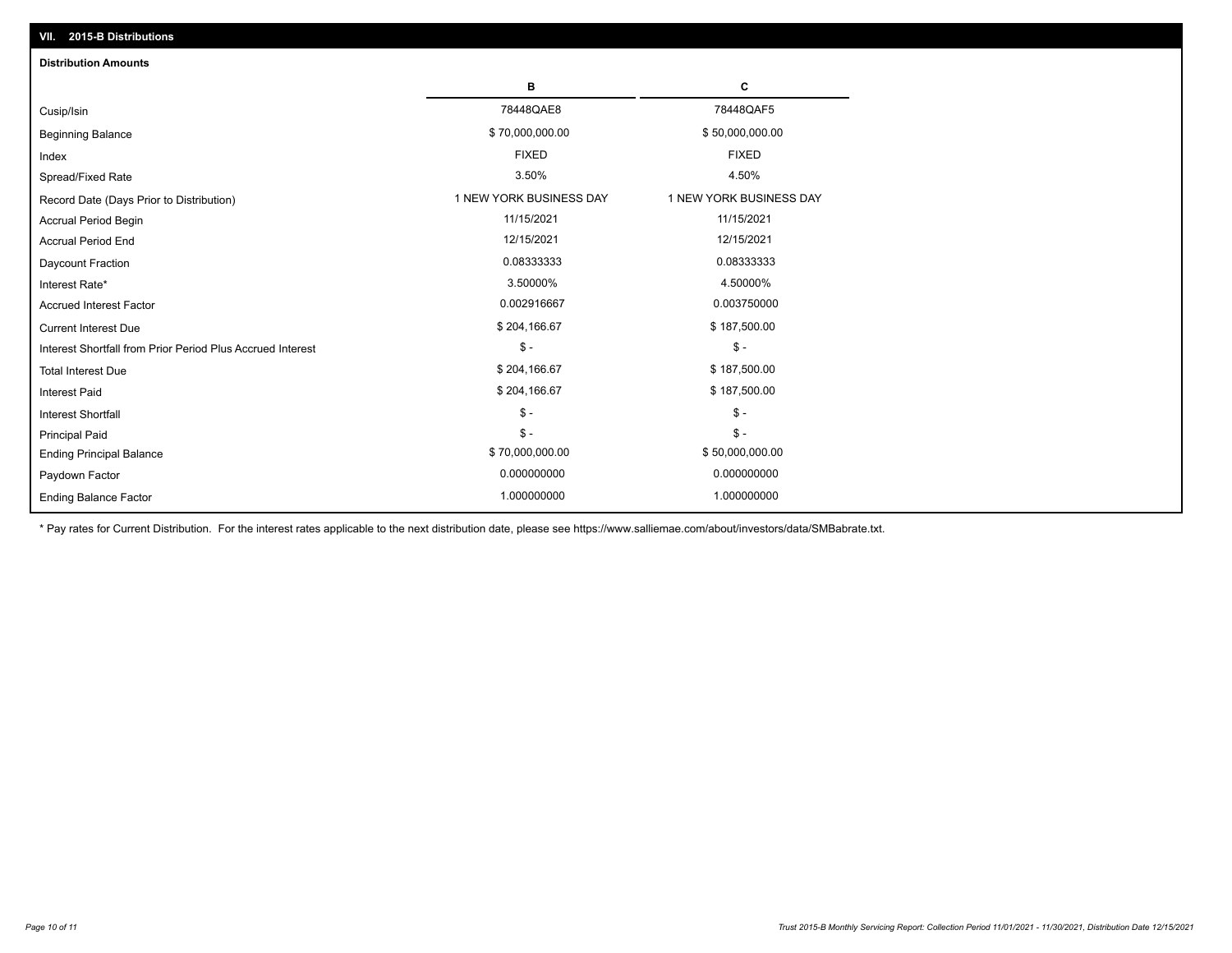## VII. 2015-B Distributions

### Distribution Amounts

| | B | C |
|---|---|---|
| Cusip/Isin | 78448QAE8 | 78448QAF5 |
| Beginning Balance | $ 70,000,000.00 | $ 50,000,000.00 |
| Index | FIXED | FIXED |
| Spread/Fixed Rate | 3.50% | 4.50% |
| Record Date (Days Prior to Distribution) | 1 NEW YORK BUSINESS DAY | 1 NEW YORK BUSINESS DAY |
| Accrual Period Begin | 11/15/2021 | 11/15/2021 |
| Accrual Period End | 12/15/2021 | 12/15/2021 |
| Daycount Fraction | 0.08333333 | 0.08333333 |
| Interest Rate* | 3.50000% | 4.50000% |
| Accrued Interest Factor | 0.002916667 | 0.003750000 |
| Current Interest Due | $ 204,166.67 | $ 187,500.00 |
| Interest Shortfall from Prior Period Plus Accrued Interest | $ - | $ - |
| Total Interest Due | $ 204,166.67 | $ 187,500.00 |
| Interest Paid | $ 204,166.67 | $ 187,500.00 |
| Interest Shortfall | $ - | $ - |
| Principal Paid | $ - | $ - |
| Ending Principal Balance | $ 70,000,000.00 | $ 50,000,000.00 |
| Paydown Factor | 0.000000000 | 0.000000000 |
| Ending Balance Factor | 1.000000000 | 1.000000000 |

* Pay rates for Current Distribution. For the interest rates applicable to the next distribution date, please see https://www.salliemae.com/about/investors/data/SMBabrate.txt.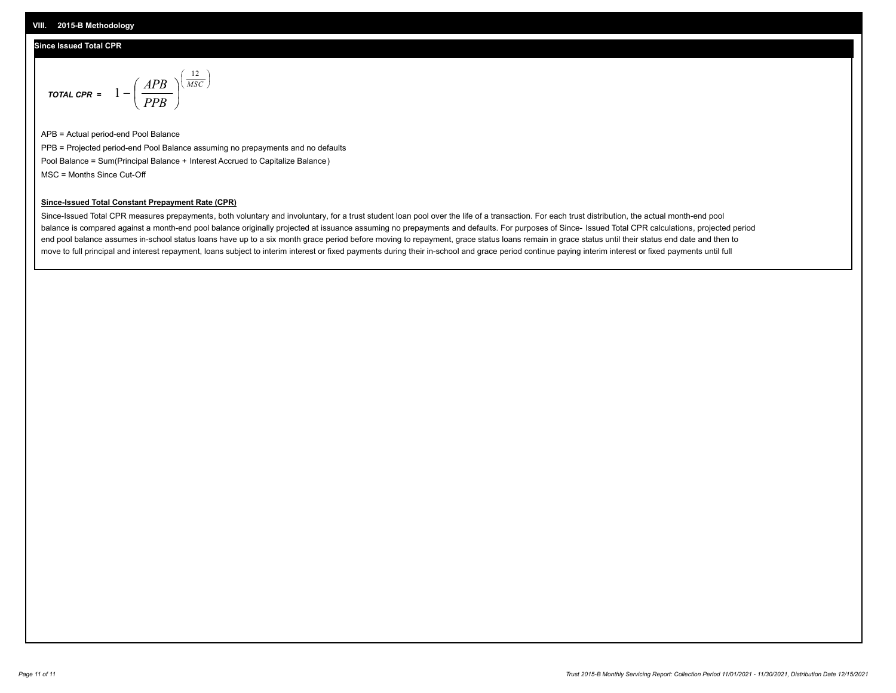## VIII. 2015-B Methodology

### Since Issued Total CPR

$$\textbf{TOTAL CPR} = 1 - \left( \frac{APB}{PPB} \right)^{\left( \frac{12}{MSC} \right)}$$

APB = Actual period-end Pool Balance

PPB = Projected period-end Pool Balance assuming no prepayments and no defaults

Pool Balance = Sum(Principal Balance + Interest Accrued to Capitalize Balance)

MSC = Months Since Cut-Off

**Since-Issued Total Constant Prepayment Rate (CPR)**

Since-Issued Total CPR measures prepayments, both voluntary and involuntary, for a trust student loan pool over the life of a transaction. For each trust distribution, the actual month-end pool balance is compared against a month-end pool balance originally projected at issuance assuming no prepayments and defaults. For purposes of Since- Issued Total CPR calculations, projected period end pool balance assumes in-school status loans have up to a six month grace period before moving to repayment, grace status loans remain in grace status until their status end date and then to move to full principal and interest repayment, loans subject to interim interest or fixed payments during their in-school and grace period continue paying interim interest or fixed payments until full